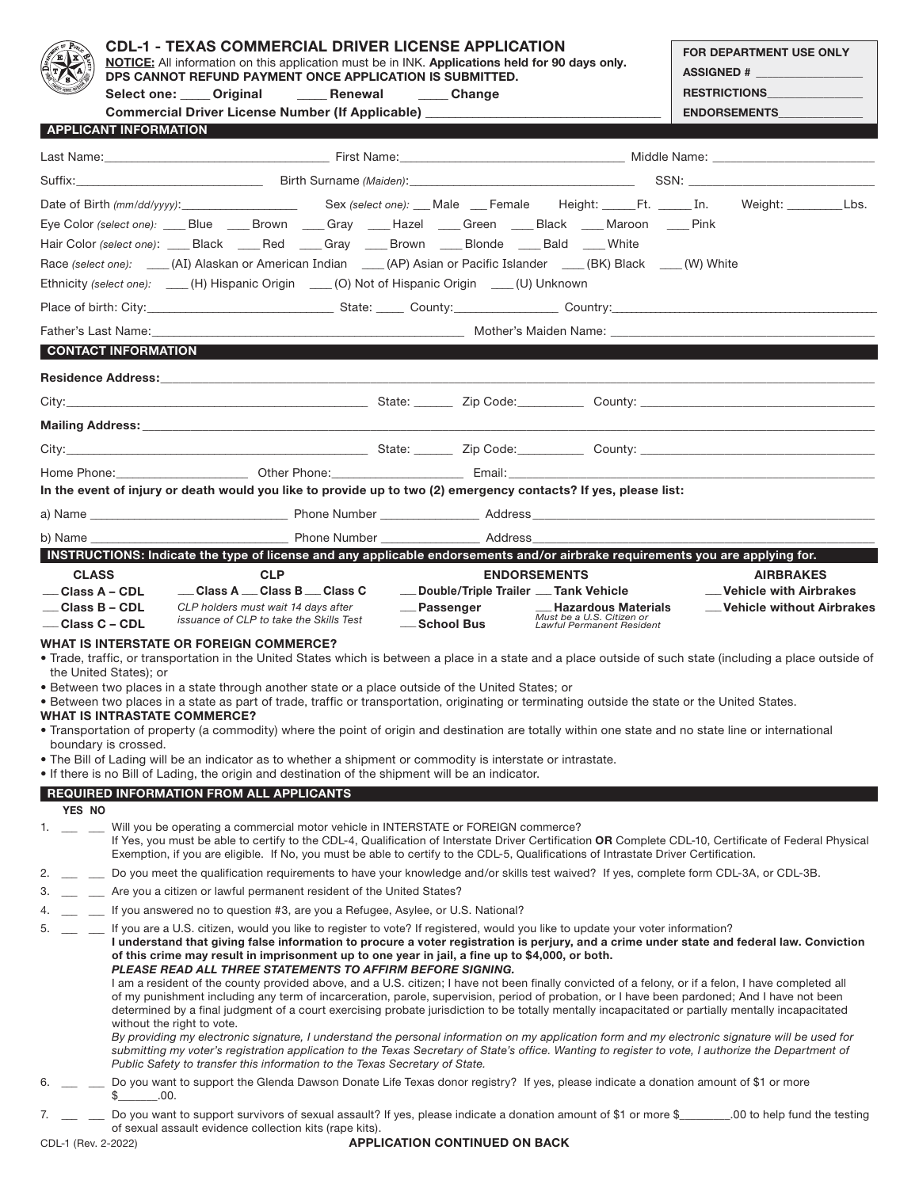# CDL-1 - TEXAS COMMERCIAL DRIVER LICENSE APPLICATION

**NOTICE:** All information on this application must be in INK. **Applications held for 90 days only. DPS CANNOT REFUND PAYMENT ONCE APPLICATION IS SUBMITTED.**

**Select one:** ____ **Original** ____ **Renewal** ____ **Change**

**Commercial Driver License Number (If Applicable)** ______________________

| FOR DEPARTMENT USE ONLY |
|---|
| ASSIGNED # ____________ |
| RESTRICTIONS ____________ |
| ENDORSEMENTS ____________ |

## APPLICANT INFORMATION

Last Name: ______________ First Name: ______________ Middle Name: ______________

Suffix: ______________ Birth Surname *(Maiden)*: ______________ SSN: ______________

Date of Birth *(mm/dd/yyyy)*: ______________ Sex *(select one)*: ___ Male ___ Female Height: _____Ft. _____ In. Weight: ________Lbs.

Eye Color *(select one)*: ____ Blue ____ Brown ____ Gray ____ Hazel ____ Green ____ Black ____ Maroon ____ Pink

Hair Color *(select one)*: ____ Black ____ Red ____ Gray ____ Brown ____ Blonde ____ Bald ____ White

Race *(select one)*: ____ (AI) Alaskan or American Indian ____ (AP) Asian or Pacific Islander ____ (BK) Black ____ (W) White

Ethnicity *(select one)*: ____ (H) Hispanic Origin ____ (O) Not of Hispanic Origin ____ (U) Unknown

Place of birth: City: ______________ State: ____ County: ______________ Country: ______________

Father's Last Name: ______________ Mother's Maiden Name: ______________

## CONTACT INFORMATION

**Residence Address:** ______________

City: ______________ State: ______ Zip Code: __________ County: ______________

**Mailing Address:** ______________

City: ______________ State: ______ Zip Code: __________ County: ______________

Home Phone: ______________ Other Phone: ______________ Email: ______________

**In the event of injury or death would you like to provide up to two (2) emergency contacts? If yes, please list:**

a) Name ______________ Phone Number ______________ Address ______________

b) Name ______________ Phone Number ______________ Address ______________

## INSTRUCTIONS: Indicate the type of license and any applicable endorsements and/or airbrake requirements you are applying for.

| CLASS | CLP | ENDORSEMENTS | | AIRBRAKES |
|---|---|---|---|---|
| __ Class A – CDL | __ Class A __ Class B __ Class C | __ Double/Triple Trailer | __ Tank Vehicle | __ Vehicle with Airbrakes |
| __ Class B – CDL | *CLP holders must wait 14 days after issuance of CLP to take the Skills Test* | __ Passenger | __ Hazardous Materials *Must be a U.S. Citizen or Lawful Permanent Resident* | __ Vehicle without Airbrakes |
| __ Class C – CDL | | __ School Bus | | |

**WHAT IS INTERSTATE OR FOREIGN COMMERCE?**

- Trade, traffic, or transportation in the United States which is between a place in a state and a place outside of such state (including a place outside of the United States); or
- Between two places in a state through another state or a place outside of the United States; or
- Between two places in a state as part of trade, traffic or transportation, originating or terminating outside the state or the United States.

**WHAT IS INTRASTATE COMMERCE?**

- Transportation of property (a commodity) where the point of origin and destination are totally within one state and no state line or international boundary is crossed.
- The Bill of Lading will be an indicator as to whether a shipment or commodity is interstate or intrastate.
- If there is no Bill of Lading, the origin and destination of the shipment will be an indicator.

## REQUIRED INFORMATION FROM ALL APPLICANTS

YES NO

1. __ __ Will you be operating a commercial motor vehicle in INTERSTATE or FOREIGN commerce? If Yes, you must be able to certify to the CDL-4, Qualification of Interstate Driver Certification **OR** Complete CDL-10, Certificate of Federal Physical Exemption, if you are eligible. If No, you must be able to certify to the CDL-5, Qualifications of Intrastate Driver Certification.
2. __ __ Do you meet the qualification requirements to have your knowledge and/or skills test waived? If yes, complete form CDL-3A, or CDL-3B.
3. __ __ Are you a citizen or lawful permanent resident of the United States?
4. __ __ If you answered no to question #3, are you a Refugee, Asylee, or U.S. National?
5. __ __ If you are a U.S. citizen, would you like to register to vote? If registered, would you like to update your voter information?
   **I understand that giving false information to procure a voter registration is perjury, and a crime under state and federal law. Conviction of this crime may result in imprisonment up to one year in jail, a fine up to $4,000, or both.**
   ***PLEASE READ ALL THREE STATEMENTS TO AFFIRM BEFORE SIGNING.***
   I am a resident of the county provided above, and a U.S. citizen; I have not been finally convicted of a felony, or if a felon, I have completed all of my punishment including any term of incarceration, parole, supervision, period of probation, or I have been pardoned; And I have not been determined by a final judgment of a court exercising probate jurisdiction to be totally mentally incapacitated or partially mentally incapacitated without the right to vote.
   *By providing my electronic signature, I understand the personal information on my application form and my electronic signature will be used for submitting my voter's registration application to the Texas Secretary of State's office. Wanting to register to vote, I authorize the Department of Public Safety to transfer this information to the Texas Secretary of State.*
6. __ __ Do you want to support the Glenda Dawson Donate Life Texas donor registry? If yes, please indicate a donation amount of $1 or more $_______.00.
7. __ __ Do you want to support survivors of sexual assault? If yes, please indicate a donation amount of $1 or more $________.00 to help fund the testing of sexual assault evidence collection kits (rape kits).

CDL-1 (Rev. 2-2022)

**APPLICATION CONTINUED ON BACK**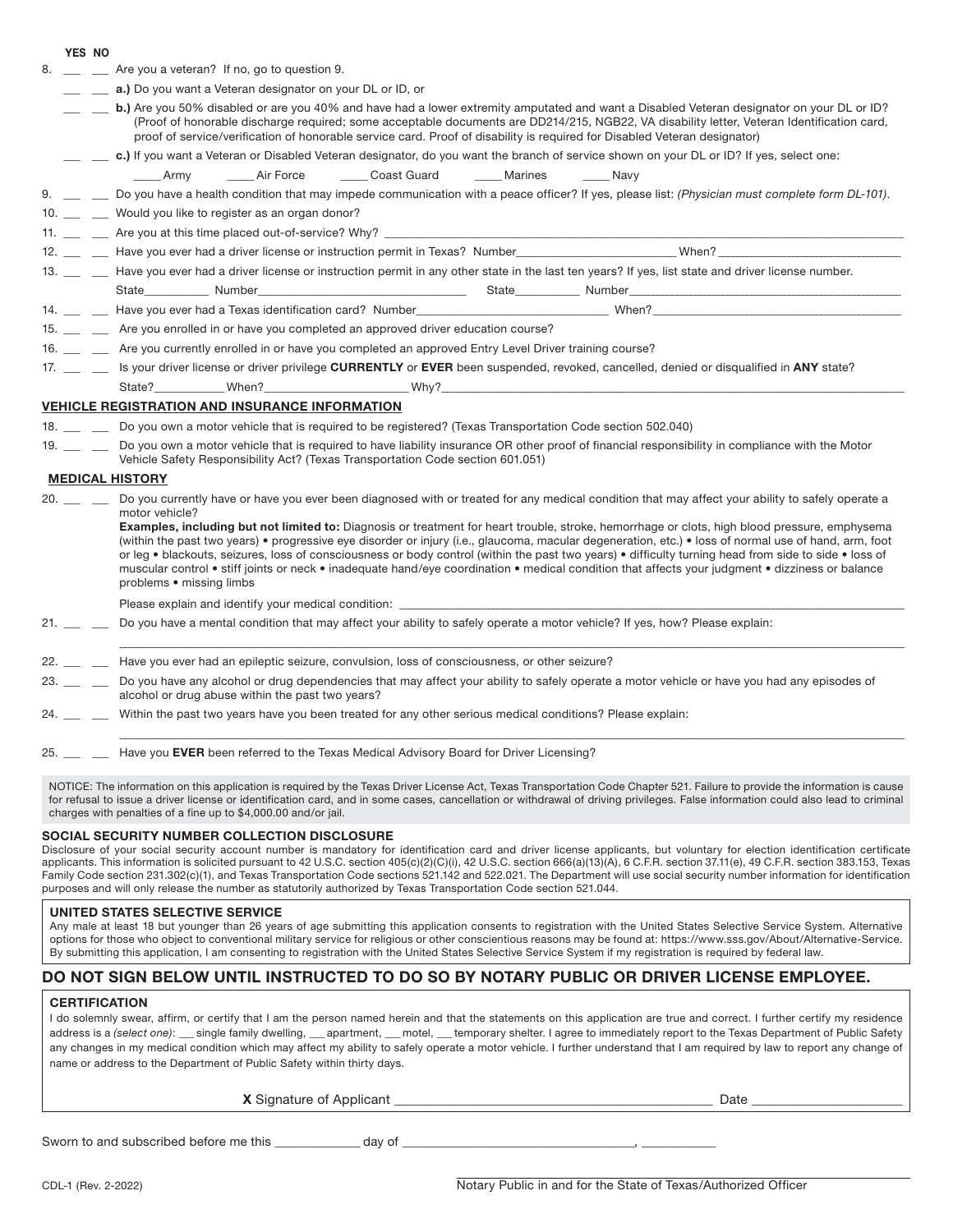**YES NO**

8. \_\_ \_\_ Are you a veteran? If no, go to question 9.

\_\_ \_\_ **a.)** Do you want a Veteran designator on your DL or ID, or

\_\_ \_\_ **b.)** Are you 50% disabled or are you 40% and have had a lower extremity amputated and want a Disabled Veteran designator on your DL or ID? (Proof of honorable discharge required; some acceptable documents are DD214/215, NGB22, VA disability letter, Veteran Identification card, proof of service/verification of honorable service card. Proof of disability is required for Disabled Veteran designator)

\_\_ \_\_ **c.)** If you want a Veteran or Disabled Veteran designator, do you want the branch of service shown on your DL or ID? If yes, select one:

\_\_\_\_ Army \_\_\_\_ Air Force \_\_\_\_ Coast Guard \_\_\_\_ Marines \_\_\_\_ Navy

9. \_\_ \_\_ Do you have a health condition that may impede communication with a peace officer? If yes, please list: *(Physician must complete form DL-101)*.

10. \_\_ \_\_ Would you like to register as an organ donor?

11. \_\_ \_\_ Are you at this time placed out-of-service? Why? \_\_\_\_\_\_\_\_\_\_\_\_\_\_\_\_\_\_\_\_

12. \_\_ \_\_ Have you ever had a driver license or instruction permit in Texas? Number\_\_\_\_\_\_\_\_\_\_\_\_\_\_\_\_ When?\_\_\_\_\_\_\_\_\_\_\_\_\_\_\_\_

13. \_\_ \_\_ Have you ever had a driver license or instruction permit in any other state in the last ten years? If yes, list state and driver license number.

State\_\_\_\_\_\_\_\_\_\_ Number\_\_\_\_\_\_\_\_\_\_\_\_\_\_\_\_ State\_\_\_\_\_\_\_\_\_\_ Number\_\_\_\_\_\_\_\_\_\_\_\_\_\_\_\_

14. \_\_ \_\_ Have you ever had a Texas identification card? Number\_\_\_\_\_\_\_\_\_\_\_\_\_\_\_\_ When?\_\_\_\_\_\_\_\_\_\_\_\_\_\_\_\_

15. \_\_ \_\_ Are you enrolled in or have you completed an approved driver education course?

16. \_\_ \_\_ Are you currently enrolled in or have you completed an approved Entry Level Driver training course?

17. \_\_ \_\_ Is your driver license or driver privilege **CURRENTLY** or **EVER** been suspended, revoked, cancelled, denied or disqualified in **ANY** state?

State?\_\_\_\_\_\_\_\_\_\_ When?\_\_\_\_\_\_\_\_\_\_\_\_\_\_\_\_ Why?\_\_\_\_\_\_\_\_\_\_\_\_\_\_\_\_

## VEHICLE REGISTRATION AND INSURANCE INFORMATION

18. \_\_ \_\_ Do you own a motor vehicle that is required to be registered? (Texas Transportation Code section 502.040)

19. \_\_ \_\_ Do you own a motor vehicle that is required to have liability insurance OR other proof of financial responsibility in compliance with the Motor Vehicle Safety Responsibility Act? (Texas Transportation Code section 601.051)

## MEDICAL HISTORY

20. \_\_ \_\_ Do you currently have or have you ever been diagnosed with or treated for any medical condition that may affect your ability to safely operate a motor vehicle?

**Examples, including but not limited to:** Diagnosis or treatment for heart trouble, stroke, hemorrhage or clots, high blood pressure, emphysema (within the past two years) • progressive eye disorder or injury (i.e., glaucoma, macular degeneration, etc.) • loss of normal use of hand, arm, foot or leg • blackouts, seizures, loss of consciousness or body control (within the past two years) • difficulty turning head from side to side • loss of muscular control • stiff joints or neck • inadequate hand/eye coordination • medical condition that affects your judgment • dizziness or balance problems • missing limbs

Please explain and identify your medical condition: \_\_\_\_\_\_\_\_\_\_\_\_\_\_\_\_\_\_\_\_

21. \_\_ \_\_ Do you have a mental condition that may affect your ability to safely operate a motor vehicle? If yes, how? Please explain:

\_\_\_\_\_\_\_\_\_\_\_\_\_\_\_\_\_\_\_\_

22. \_\_ \_\_ Have you ever had an epileptic seizure, convulsion, loss of consciousness, or other seizure?

23. \_\_ \_\_ Do you have any alcohol or drug dependencies that may affect your ability to safely operate a motor vehicle or have you had any episodes of alcohol or drug abuse within the past two years?

24. \_\_ \_\_ Within the past two years have you been treated for any other serious medical conditions? Please explain:

\_\_\_\_\_\_\_\_\_\_\_\_\_\_\_\_\_\_\_\_

25. \_\_ \_\_ Have you **EVER** been referred to the Texas Medical Advisory Board for Driver Licensing?

NOTICE: The information on this application is required by the Texas Driver License Act, Texas Transportation Code Chapter 521. Failure to provide the information is cause for refusal to issue a driver license or identification card, and in some cases, cancellation or withdrawal of driving privileges. False information could also lead to criminal charges with penalties of a fine up to $4,000.00 and/or jail.

### SOCIAL SECURITY NUMBER COLLECTION DISCLOSURE

Disclosure of your social security account number is mandatory for identification card and driver license applicants, but voluntary for election identification certificate applicants. This information is solicited pursuant to 42 U.S.C. section 405(c)(2)(C)(i), 42 U.S.C. section 666(a)(13)(A), 6 C.F.R. section 37.11(e), 49 C.F.R. section 383.153, Texas Family Code section 231.302(c)(1), and Texas Transportation Code sections 521.142 and 522.021. The Department will use social security number information for identification purposes and will only release the number as statutorily authorized by Texas Transportation Code section 521.044.

### UNITED STATES SELECTIVE SERVICE

Any male at least 18 but younger than 26 years of age submitting this application consents to registration with the United States Selective Service System. Alternative options for those who object to conventional military service for religious or other conscientious reasons may be found at: https://www.sss.gov/About/Alternative-Service. By submitting this application, I am consenting to registration with the United States Selective Service System if my registration is required by federal law.

## DO NOT SIGN BELOW UNTIL INSTRUCTED TO DO SO BY NOTARY PUBLIC OR DRIVER LICENSE EMPLOYEE.

### CERTIFICATION

I do solemnly swear, affirm, or certify that I am the person named herein and that the statements on this application are true and correct. I further certify my residence address is a *(select one)*: \_\_ single family dwelling, \_\_ apartment, \_\_ motel, \_\_ temporary shelter. I agree to immediately report to the Texas Department of Public Safety any changes in my medical condition which may affect my ability to safely operate a motor vehicle. I further understand that I am required by law to report any change of name or address to the Department of Public Safety within thirty days.

**X** Signature of Applicant \_\_\_\_\_\_\_\_\_\_\_\_\_\_\_\_\_\_\_\_ Date \_\_\_\_\_\_\_\_\_\_\_\_\_\_\_\_

Sworn to and subscribed before me this \_\_\_\_\_\_\_\_\_\_\_\_ day of \_\_\_\_\_\_\_\_\_\_\_\_\_\_\_\_, \_\_\_\_\_\_\_\_\_\_\_

\_\_\_\_\_\_\_\_\_\_\_\_\_\_\_\_\_\_\_\_

Notary Public in and for the State of Texas/Authorized Officer

CDL-1 (Rev. 2-2022)